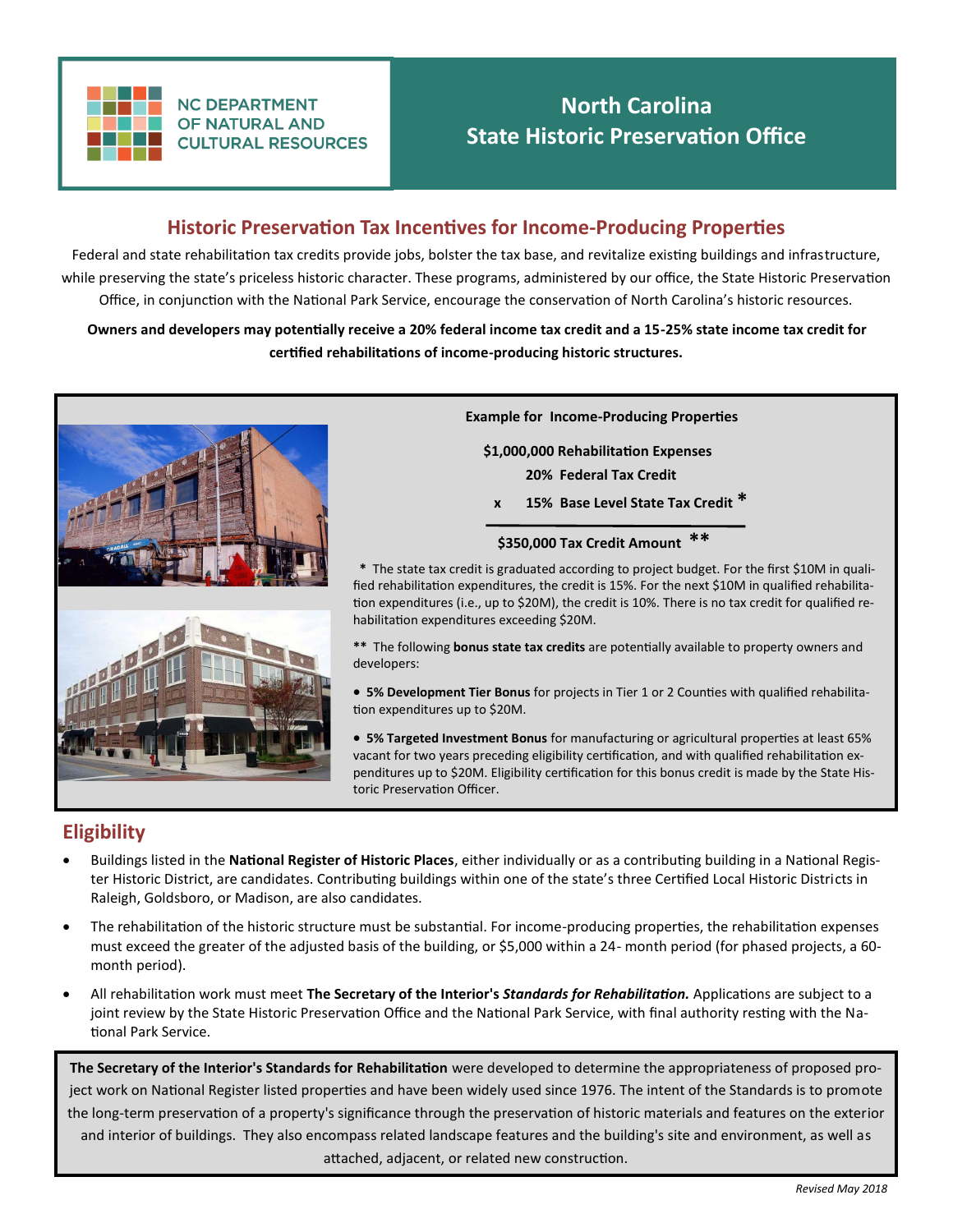NC DEPARTMENT OF NATURAL AND CULTURAL RESOURCES

# North Carolina State Historic Preservation Office

## Historic Preservation Tax Incentives for Income-Producing Properties

Federal and state rehabilitation tax credits provide jobs, bolster the tax base, and revitalize existing buildings and infrastructure, while preserving the state's priceless historic character. These programs, administered by our office, the State Historic Preservation Office, in conjunction with the National Park Service, encourage the conservation of North Carolina's historic resources.

**Owners and developers may potentially receive a 20% federal income tax credit and a 15-25% state income tax credit for certified rehabilitations of income-producing historic structures.**

**Example for Income-Producing Properties**

**$1,000,000 Rehabilitation Expenses**

**20% Federal Tax Credit**

**x 15% Base Level State Tax Credit \***

**$350,000 Tax Credit Amount \*\***

\* The state tax credit is graduated according to project budget. For the first $10M in qualified rehabilitation expenditures, the credit is 15%. For the next $10M in qualified rehabilitation expenditures (i.e., up to $20M), the credit is 10%. There is no tax credit for qualified rehabilitation expenditures exceeding $20M.

\*\* The following **bonus state tax credits** are potentially available to property owners and developers:

- **5% Development Tier Bonus** for projects in Tier 1 or 2 Counties with qualified rehabilitation expenditures up to $20M.
- **5% Targeted Investment Bonus** for manufacturing or agricultural properties at least 65% vacant for two years preceding eligibility certification, and with qualified rehabilitation expenditures up to $20M. Eligibility certification for this bonus credit is made by the State Historic Preservation Officer.

## Eligibility

- Buildings listed in the **National Register of Historic Places**, either individually or as a contributing building in a National Register Historic District, are candidates. Contributing buildings within one of the state's three Certified Local Historic Districts in Raleigh, Goldsboro, or Madison, are also candidates.
- The rehabilitation of the historic structure must be substantial. For income-producing properties, the rehabilitation expenses must exceed the greater of the adjusted basis of the building, or $5,000 within a 24- month period (for phased projects, a 60-month period).
- All rehabilitation work must meet **The Secretary of the Interior's *Standards for Rehabilitation.*** Applications are subject to a joint review by the State Historic Preservation Office and the National Park Service, with final authority resting with the National Park Service.

**The Secretary of the Interior's Standards for Rehabilitation** were developed to determine the appropriateness of proposed project work on National Register listed properties and have been widely used since 1976. The intent of the Standards is to promote the long-term preservation of a property's significance through the preservation of historic materials and features on the exterior and interior of buildings. They also encompass related landscape features and the building's site and environment, as well as attached, adjacent, or related new construction.

*Revised May 2018*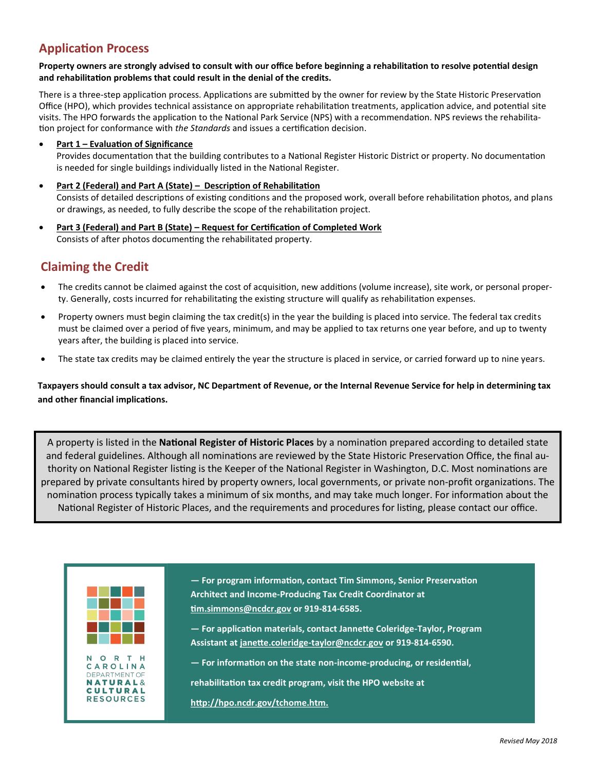## Application Process

**Property owners are strongly advised to consult with our office before beginning a rehabilitation to resolve potential design and rehabilitation problems that could result in the denial of the credits.**

There is a three-step application process. Applications are submitted by the owner for review by the State Historic Preservation Office (HPO), which provides technical assistance on appropriate rehabilitation treatments, application advice, and potential site visits. The HPO forwards the application to the National Park Service (NPS) with a recommendation. NPS reviews the rehabilitation project for conformance with *the Standards* and issues a certification decision.

- **Part 1 – Evaluation of Significance**
  Provides documentation that the building contributes to a National Register Historic District or property. No documentation is needed for single buildings individually listed in the National Register.
- **Part 2 (Federal) and Part A (State) – Description of Rehabilitation**
  Consists of detailed descriptions of existing conditions and the proposed work, overall before rehabilitation photos, and plans or drawings, as needed, to fully describe the scope of the rehabilitation project.
- **Part 3 (Federal) and Part B (State) – Request for Certification of Completed Work**
  Consists of after photos documenting the rehabilitated property.

## Claiming the Credit

- The credits cannot be claimed against the cost of acquisition, new additions (volume increase), site work, or personal property. Generally, costs incurred for rehabilitating the existing structure will qualify as rehabilitation expenses.
- Property owners must begin claiming the tax credit(s) in the year the building is placed into service. The federal tax credits must be claimed over a period of five years, minimum, and may be applied to tax returns one year before, and up to twenty years after, the building is placed into service.
- The state tax credits may be claimed entirely the year the structure is placed in service, or carried forward up to nine years.

**Taxpayers should consult a tax advisor, NC Department of Revenue, or the Internal Revenue Service for help in determining tax and other financial implications.**

A property is listed in the **National Register of Historic Places** by a nomination prepared according to detailed state and federal guidelines. Although all nominations are reviewed by the State Historic Preservation Office, the final authority on National Register listing is the Keeper of the National Register in Washington, D.C. Most nominations are prepared by private consultants hired by property owners, local governments, or private non-profit organizations. The nomination process typically takes a minimum of six months, and may take much longer. For information about the National Register of Historic Places, and the requirements and procedures for listing, please contact our office.

NORTH CAROLINA DEPARTMENT OF NATURAL & CULTURAL RESOURCES

**— For program information, contact Tim Simmons, Senior Preservation Architect and Income-Producing Tax Credit Coordinator at tim.simmons@ncdcr.gov or 919-814-6585.**

**— For application materials, contact Jannette Coleridge-Taylor, Program Assistant at janette.coleridge-taylor@ncdcr.gov or 919-814-6590.**

**— For information on the state non-income-producing, or residential, rehabilitation tax credit program, visit the HPO website at http://hpo.ncdr.gov/tchome.htm.**

*Revised May 2018*